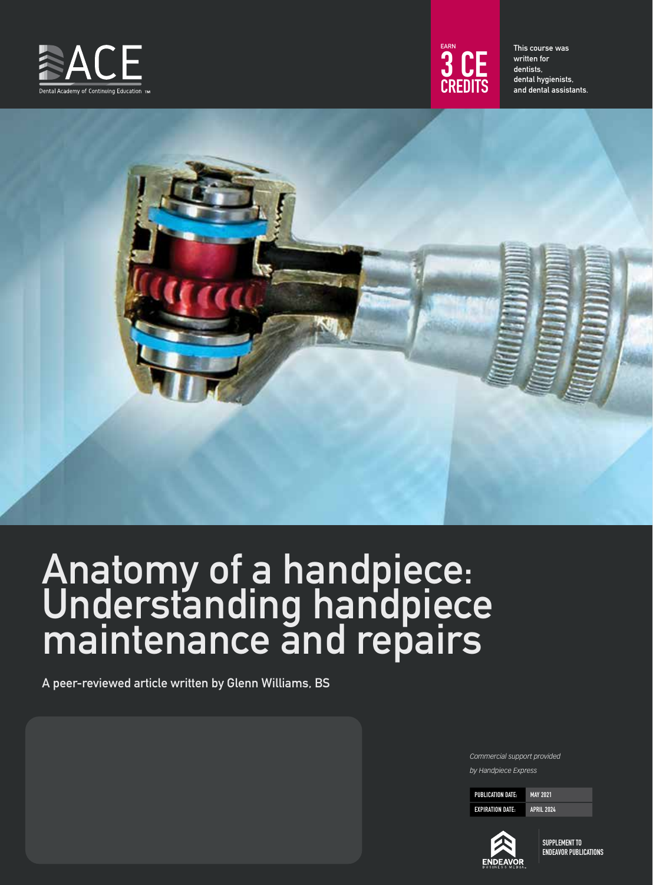ACE

Dental Academy of Continuing Education ™

EARN

**3 CE CREDITS**

This course was written for dentists, dental hygienists, and dental assistants.

# Anatomy of a handpiece: Understanding handpiece maintenance and repairs

A peer-reviewed article written by Glenn Williams, BS

*Commercial support provided by Handpiece Express*

| PUBLICATION DATE: | MAY 2021 |
|---|---|
| EXPIRATION DATE: | APRIL 2024 |

ENDEAVOR BUSINESS MEDIA

SUPPLEMENT TO ENDEAVOR PUBLICATIONS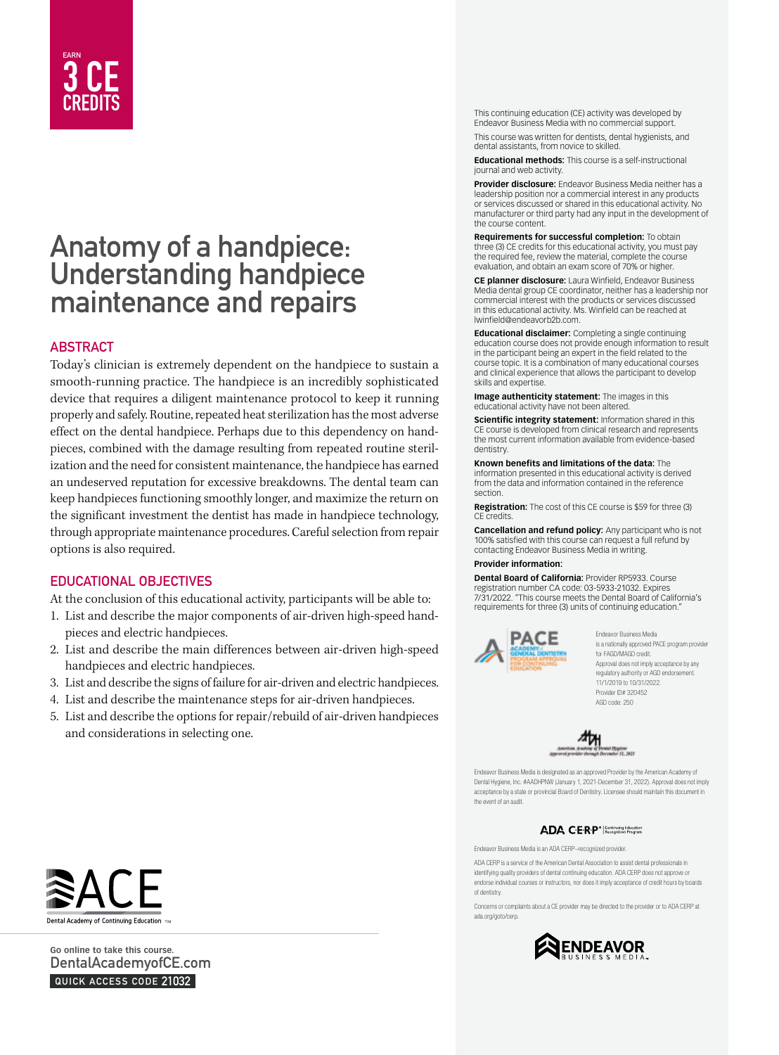EARN

**3 CE CREDITS**

# Anatomy of a handpiece: Understanding handpiece maintenance and repairs

## ABSTRACT

Today's clinician is extremely dependent on the handpiece to sustain a smooth-running practice. The handpiece is an incredibly sophisticated device that requires a diligent maintenance protocol to keep it running properly and safely. Routine, repeated heat sterilization has the most adverse effect on the dental handpiece. Perhaps due to this dependency on handpieces, combined with the damage resulting from repeated routine sterilization and the need for consistent maintenance, the handpiece has earned an undeserved reputation for excessive breakdowns. The dental team can keep handpieces functioning smoothly longer, and maximize the return on the significant investment the dentist has made in handpiece technology, through appropriate maintenance procedures. Careful selection from repair options is also required.

## EDUCATIONAL OBJECTIVES

At the conclusion of this educational activity, participants will be able to:

1. List and describe the major components of air-driven high-speed handpieces and electric handpieces.
2. List and describe the main differences between air-driven high-speed handpieces and electric handpieces.
3. List and describe the signs of failure for air-driven and electric handpieces.
4. List and describe the maintenance steps for air-driven handpieces.
5. List and describe the options for repair/rebuild of air-driven handpieces and considerations in selecting one.

ACE Dental Academy of Continuing Education ™

Go online to take this course.
DentalAcademyofCE.com
QUICK ACCESS CODE 21032

This continuing education (CE) activity was developed by Endeavor Business Media with no commercial support.

This course was written for dentists, dental hygienists, and dental assistants, from novice to skilled.

**Educational methods:** This course is a self-instructional journal and web activity.

**Provider disclosure:** Endeavor Business Media neither has a leadership position nor a commercial interest in any products or services discussed or shared in this educational activity. No manufacturer or third party had any input in the development of the course content.

**Requirements for successful completion:** To obtain three (3) CE credits for this educational activity, you must pay the required fee, review the material, complete the course evaluation, and obtain an exam score of 70% or higher.

**CE planner disclosure:** Laura Winfield, Endeavor Business Media dental group CE coordinator, neither has a leadership nor commercial interest with the products or services discussed in this educational activity. Ms. Winfield can be reached at lwinfield@endeavorb2b.com.

**Educational disclaimer:** Completing a single continuing education course does not provide enough information to result in the participant being an expert in the field related to the course topic. It is a combination of many educational courses and clinical experience that allows the participant to develop skills and expertise.

**Image authenticity statement:** The images in this educational activity have not been altered.

**Scientific integrity statement:** Information shared in this CE course is developed from clinical research and represents the most current information available from evidence-based dentistry.

**Known benefits and limitations of the data:** The information presented in this educational activity is derived from the data and information contained in the reference section.

**Registration:** The cost of this CE course is $59 for three (3) CE credits.

**Cancellation and refund policy:** Any participant who is not 100% satisfied with this course can request a full refund by contacting Endeavor Business Media in writing.

**Provider information:**

**Dental Board of California:** Provider RP5933. Course registration number CA code: 03-5933-21032. Expires 7/31/2022. "This course meets the Dental Board of California's requirements for three (3) units of continuing education."

PACE Academy of General Dentistry Program Approval for Continuing Education

Endeavor Business Media is a nationally approved PACE program provider for FAGD/MAGD credit. Approval does not imply acceptance by any regulatory authority or AGD endorsement. 11/1/2019 to 10/31/2022. Provider ID# 320452 AGD code: 250

American Academy of Dental Hygiene Approved provider through December 31, 2021

Endeavor Business Media is designated as an approved Provider by the American Academy of Dental Hygiene, Inc. #AADHPNW (January 1, 2021-December 31, 2022). Approval does not imply acceptance by a state or provincial Board of Dentistry. Licensee should maintain this document in the event of an audit.

ADA CERP® Continuing Education Recognition Program

Endeavor Business Media is an ADA CERP–recognized provider.

ADA CERP is a service of the American Dental Association to assist dental professionals in identifying quality providers of dental continuing education. ADA CERP does not approve or endorse individual courses or instructors, nor does it imply acceptance of credit hours by boards of dentistry.

Concerns or complaints about a CE provider may be directed to the provider or to ADA CERP at ada.org/goto/cerp.

ENDEAVOR BUSINESS MEDIA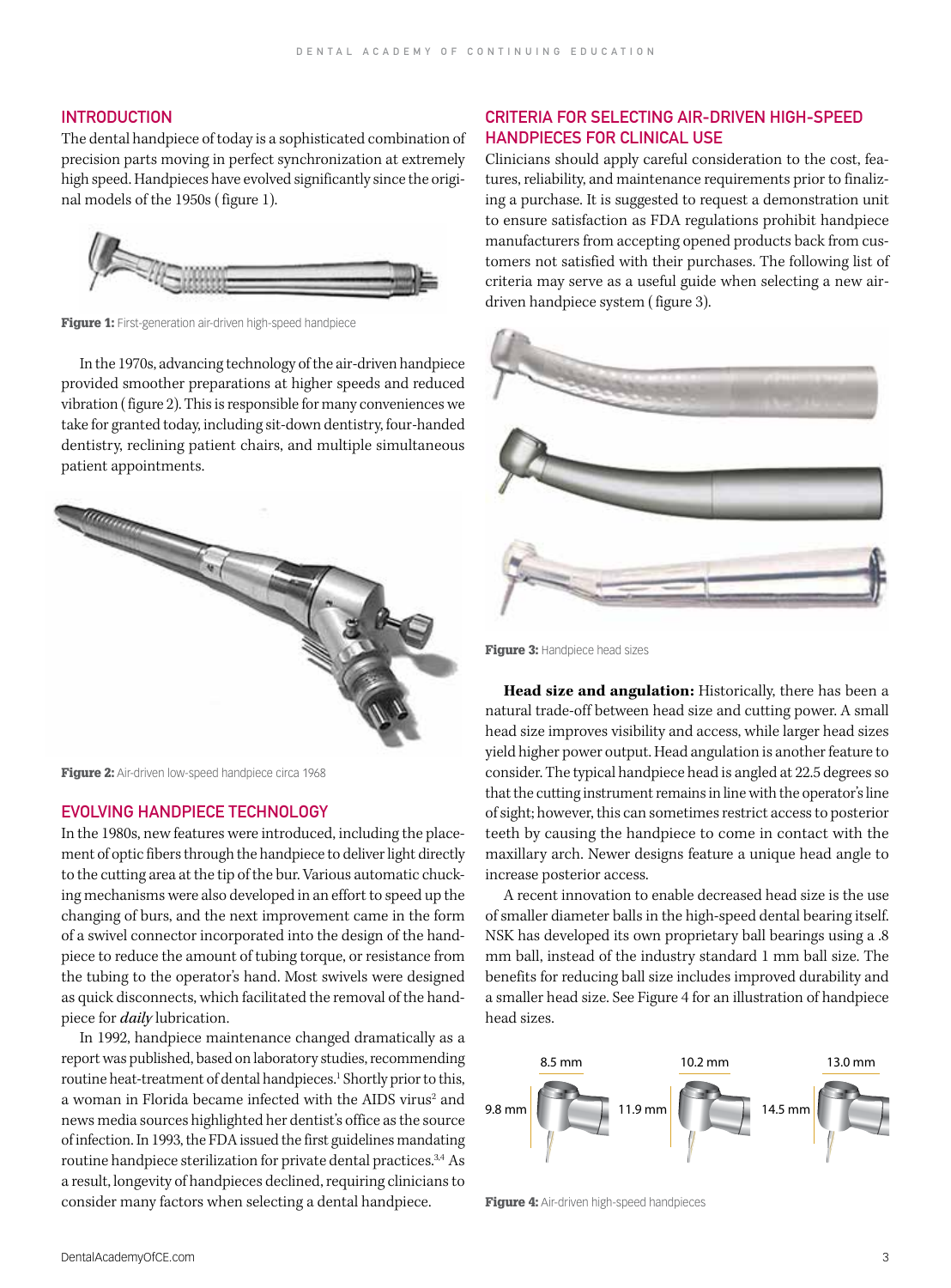## INTRODUCTION

The dental handpiece of today is a sophisticated combination of precision parts moving in perfect synchronization at extremely high speed. Handpieces have evolved significantly since the original models of the 1950s (figure 1).

**Figure 1:** First-generation air-driven high-speed handpiece

In the 1970s, advancing technology of the air-driven handpiece provided smoother preparations at higher speeds and reduced vibration (figure 2). This is responsible for many conveniences we take for granted today, including sit-down dentistry, four-handed dentistry, reclining patient chairs, and multiple simultaneous patient appointments.

**Figure 2:** Air-driven low-speed handpiece circa 1968

## EVOLVING HANDPIECE TECHNOLOGY

In the 1980s, new features were introduced, including the placement of optic fibers through the handpiece to deliver light directly to the cutting area at the tip of the bur. Various automatic chucking mechanisms were also developed in an effort to speed up the changing of burs, and the next improvement came in the form of a swivel connector incorporated into the design of the handpiece to reduce the amount of tubing torque, or resistance from the tubing to the operator's hand. Most swivels were designed as quick disconnects, which facilitated the removal of the handpiece for ***daily*** lubrication.

In 1992, handpiece maintenance changed dramatically as a report was published, based on laboratory studies, recommending routine heat-treatment of dental handpieces.[1] Shortly prior to this, a woman in Florida became infected with the AIDS virus[2] and news media sources highlighted her dentist's office as the source of infection. In 1993, the FDA issued the first guidelines mandating routine handpiece sterilization for private dental practices.[3,4] As a result, longevity of handpieces declined, requiring clinicians to consider many factors when selecting a dental handpiece.

## CRITERIA FOR SELECTING AIR-DRIVEN HIGH-SPEED HANDPIECES FOR CLINICAL USE

Clinicians should apply careful consideration to the cost, features, reliability, and maintenance requirements prior to finalizing a purchase. It is suggested to request a demonstration unit to ensure satisfaction as FDA regulations prohibit handpiece manufacturers from accepting opened products back from customers not satisfied with their purchases. The following list of criteria may serve as a useful guide when selecting a new air-driven handpiece system (figure 3).

**Figure 3:** Handpiece head sizes

**Head size and angulation:** Historically, there has been a natural trade-off between head size and cutting power. A small head size improves visibility and access, while larger head sizes yield higher power output. Head angulation is another feature to consider. The typical handpiece head is angled at 22.5 degrees so that the cutting instrument remains in line with the operator's line of sight; however, this can sometimes restrict access to posterior teeth by causing the handpiece to come in contact with the maxillary arch. Newer designs feature a unique head angle to increase posterior access.

A recent innovation to enable decreased head size is the use of smaller diameter balls in the high-speed dental bearing itself. NSK has developed its own proprietary ball bearings using a .8 mm ball, instead of the industry standard 1 mm ball size. The benefits for reducing ball size includes improved durability and a smaller head size. See Figure 4 for an illustration of handpiece head sizes.

8.5 mm, 9.8 mm; 10.2 mm, 11.9 mm; 13.0 mm, 14.5 mm

**Figure 4:** Air-driven high-speed handpieces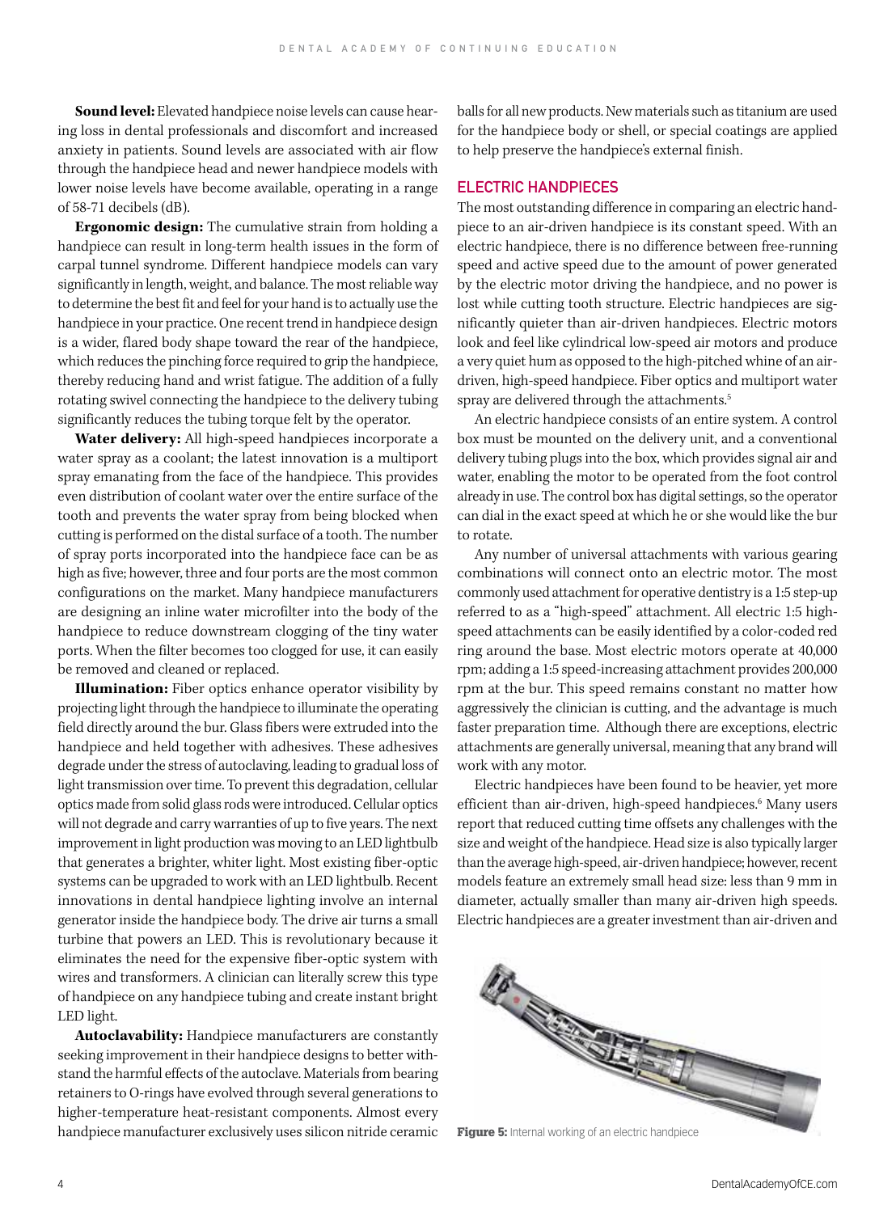**Sound level:** Elevated handpiece noise levels can cause hearing loss in dental professionals and discomfort and increased anxiety in patients. Sound levels are associated with air flow through the handpiece head and newer handpiece models with lower noise levels have become available, operating in a range of 58-71 decibels (dB).

**Ergonomic design:** The cumulative strain from holding a handpiece can result in long-term health issues in the form of carpal tunnel syndrome. Different handpiece models can vary significantly in length, weight, and balance. The most reliable way to determine the best fit and feel for your hand is to actually use the handpiece in your practice. One recent trend in handpiece design is a wider, flared body shape toward the rear of the handpiece, which reduces the pinching force required to grip the handpiece, thereby reducing hand and wrist fatigue. The addition of a fully rotating swivel connecting the handpiece to the delivery tubing significantly reduces the tubing torque felt by the operator.

**Water delivery:** All high-speed handpieces incorporate a water spray as a coolant; the latest innovation is a multiport spray emanating from the face of the handpiece. This provides even distribution of coolant water over the entire surface of the tooth and prevents the water spray from being blocked when cutting is performed on the distal surface of a tooth. The number of spray ports incorporated into the handpiece face can be as high as five; however, three and four ports are the most common configurations on the market. Many handpiece manufacturers are designing an inline water microfilter into the body of the handpiece to reduce downstream clogging of the tiny water ports. When the filter becomes too clogged for use, it can easily be removed and cleaned or replaced.

**Illumination:** Fiber optics enhance operator visibility by projecting light through the handpiece to illuminate the operating field directly around the bur. Glass fibers were extruded into the handpiece and held together with adhesives. These adhesives degrade under the stress of autoclaving, leading to gradual loss of light transmission over time. To prevent this degradation, cellular optics made from solid glass rods were introduced. Cellular optics will not degrade and carry warranties of up to five years. The next improvement in light production was moving to an LED lightbulb that generates a brighter, whiter light. Most existing fiber-optic systems can be upgraded to work with an LED lightbulb. Recent innovations in dental handpiece lighting involve an internal generator inside the handpiece body. The drive air turns a small turbine that powers an LED. This is revolutionary because it eliminates the need for the expensive fiber-optic system with wires and transformers. A clinician can literally screw this type of handpiece on any handpiece tubing and create instant bright LED light.

**Autoclavability:** Handpiece manufacturers are constantly seeking improvement in their handpiece designs to better withstand the harmful effects of the autoclave. Materials from bearing retainers to O-rings have evolved through several generations to higher-temperature heat-resistant components. Almost every handpiece manufacturer exclusively uses silicon nitride ceramic balls for all new products. New materials such as titanium are used for the handpiece body or shell, or special coatings are applied to help preserve the handpiece's external finish.

## ELECTRIC HANDPIECES

The most outstanding difference in comparing an electric handpiece to an air-driven handpiece is its constant speed. With an electric handpiece, there is no difference between free-running speed and active speed due to the amount of power generated by the electric motor driving the handpiece, and no power is lost while cutting tooth structure. Electric handpieces are significantly quieter than air-driven handpieces. Electric motors look and feel like cylindrical low-speed air motors and produce a very quiet hum as opposed to the high-pitched whine of an air-driven, high-speed handpiece. Fiber optics and multiport water spray are delivered through the attachments.[5]

An electric handpiece consists of an entire system. A control box must be mounted on the delivery unit, and a conventional delivery tubing plugs into the box, which provides signal air and water, enabling the motor to be operated from the foot control already in use. The control box has digital settings, so the operator can dial in the exact speed at which he or she would like the bur to rotate.

Any number of universal attachments with various gearing combinations will connect onto an electric motor. The most commonly used attachment for operative dentistry is a 1:5 step-up referred to as a "high-speed" attachment. All electric 1:5 high-speed attachments can be easily identified by a color-coded red ring around the base. Most electric motors operate at 40,000 rpm; adding a 1:5 speed-increasing attachment provides 200,000 rpm at the bur. This speed remains constant no matter how aggressively the clinician is cutting, and the advantage is much faster preparation time. Although there are exceptions, electric attachments are generally universal, meaning that any brand will work with any motor.

Electric handpieces have been found to be heavier, yet more efficient than air-driven, high-speed handpieces.[6] Many users report that reduced cutting time offsets any challenges with the size and weight of the handpiece. Head size is also typically larger than the average high-speed, air-driven handpiece; however, recent models feature an extremely small head size: less than 9 mm in diameter, actually smaller than many air-driven high speeds. Electric handpieces are a greater investment than air-driven and

**Figure 5:** Internal working of an electric handpiece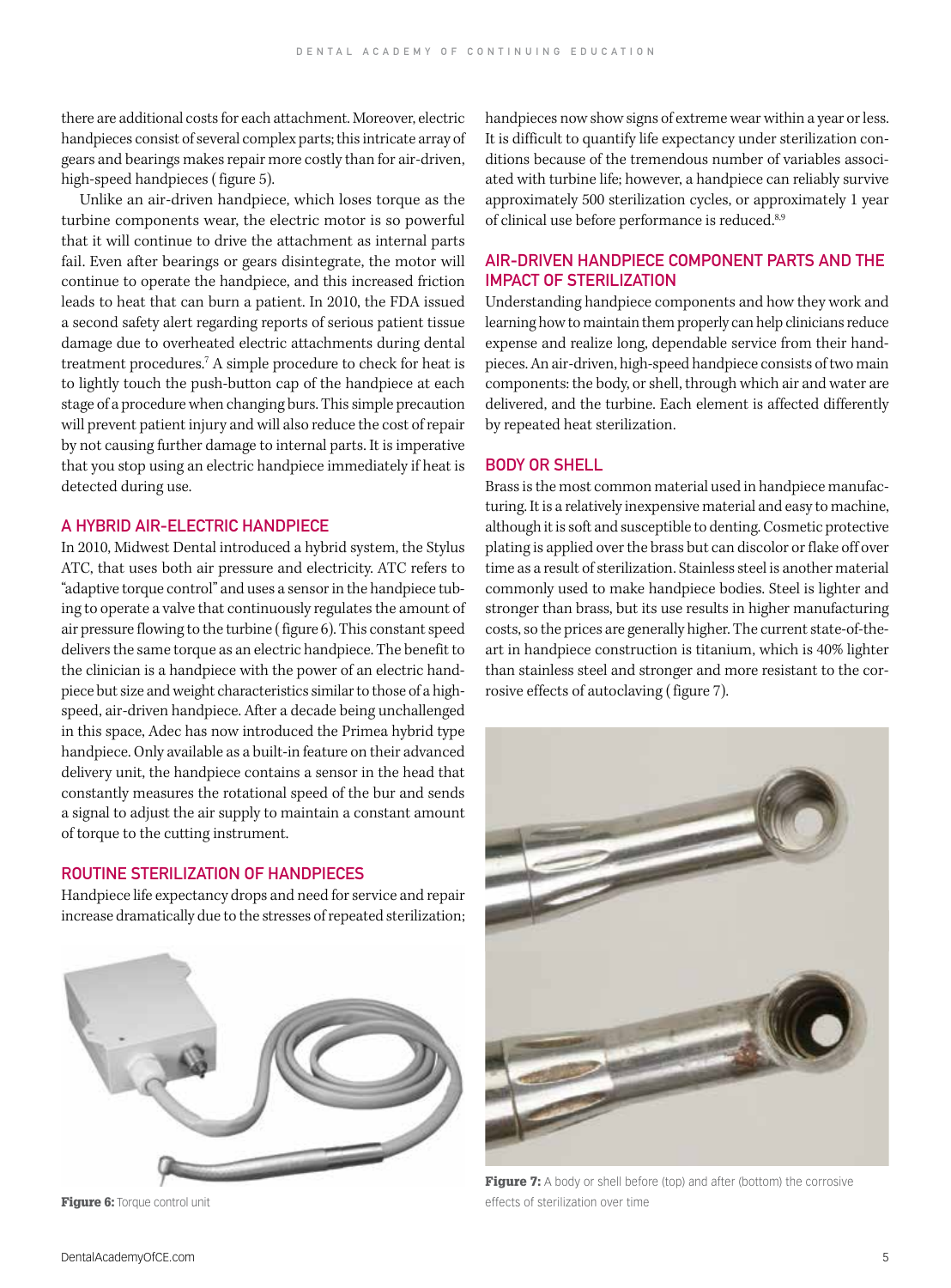there are additional costs for each attachment. Moreover, electric handpieces consist of several complex parts; this intricate array of gears and bearings makes repair more costly than for air-driven, high-speed handpieces (figure 5).

Unlike an air-driven handpiece, which loses torque as the turbine components wear, the electric motor is so powerful that it will continue to drive the attachment as internal parts fail. Even after bearings or gears disintegrate, the motor will continue to operate the handpiece, and this increased friction leads to heat that can burn a patient. In 2010, the FDA issued a second safety alert regarding reports of serious patient tissue damage due to overheated electric attachments during dental treatment procedures.[7] A simple procedure to check for heat is to lightly touch the push-button cap of the handpiece at each stage of a procedure when changing burs. This simple precaution will prevent patient injury and will also reduce the cost of repair by not causing further damage to internal parts. It is imperative that you stop using an electric handpiece immediately if heat is detected during use.

## A HYBRID AIR-ELECTRIC HANDPIECE

In 2010, Midwest Dental introduced a hybrid system, the Stylus ATC, that uses both air pressure and electricity. ATC refers to "adaptive torque control" and uses a sensor in the handpiece tubing to operate a valve that continuously regulates the amount of air pressure flowing to the turbine (figure 6). This constant speed delivers the same torque as an electric handpiece. The benefit to the clinician is a handpiece with the power of an electric handpiece but size and weight characteristics similar to those of a high-speed, air-driven handpiece. After a decade being unchallenged in this space, Adec has now introduced the Primea hybrid type handpiece. Only available as a built-in feature on their advanced delivery unit, the handpiece contains a sensor in the head that constantly measures the rotational speed of the bur and sends a signal to adjust the air supply to maintain a constant amount of torque to the cutting instrument.

## ROUTINE STERILIZATION OF HANDPIECES

Handpiece life expectancy drops and need for service and repair increase dramatically due to the stresses of repeated sterilization; handpieces now show signs of extreme wear within a year or less. It is difficult to quantify life expectancy under sterilization conditions because of the tremendous number of variables associated with turbine life; however, a handpiece can reliably survive approximately 500 sterilization cycles, or approximately 1 year of clinical use before performance is reduced.[8,9]

**Figure 6:** Torque control unit

## AIR-DRIVEN HANDPIECE COMPONENT PARTS AND THE IMPACT OF STERILIZATION

Understanding handpiece components and how they work and learning how to maintain them properly can help clinicians reduce expense and realize long, dependable service from their handpieces. An air-driven, high-speed handpiece consists of two main components: the body, or shell, through which air and water are delivered, and the turbine. Each element is affected differently by repeated heat sterilization.

## BODY OR SHELL

Brass is the most common material used in handpiece manufacturing. It is a relatively inexpensive material and easy to machine, although it is soft and susceptible to denting. Cosmetic protective plating is applied over the brass but can discolor or flake off over time as a result of sterilization. Stainless steel is another material commonly used to make handpiece bodies. Steel is lighter and stronger than brass, but its use results in higher manufacturing costs, so the prices are generally higher. The current state-of-the-art in handpiece construction is titanium, which is 40% lighter than stainless steel and stronger and more resistant to the corrosive effects of autoclaving (figure 7).

**Figure 7:** A body or shell before (top) and after (bottom) the corrosive effects of sterilization over time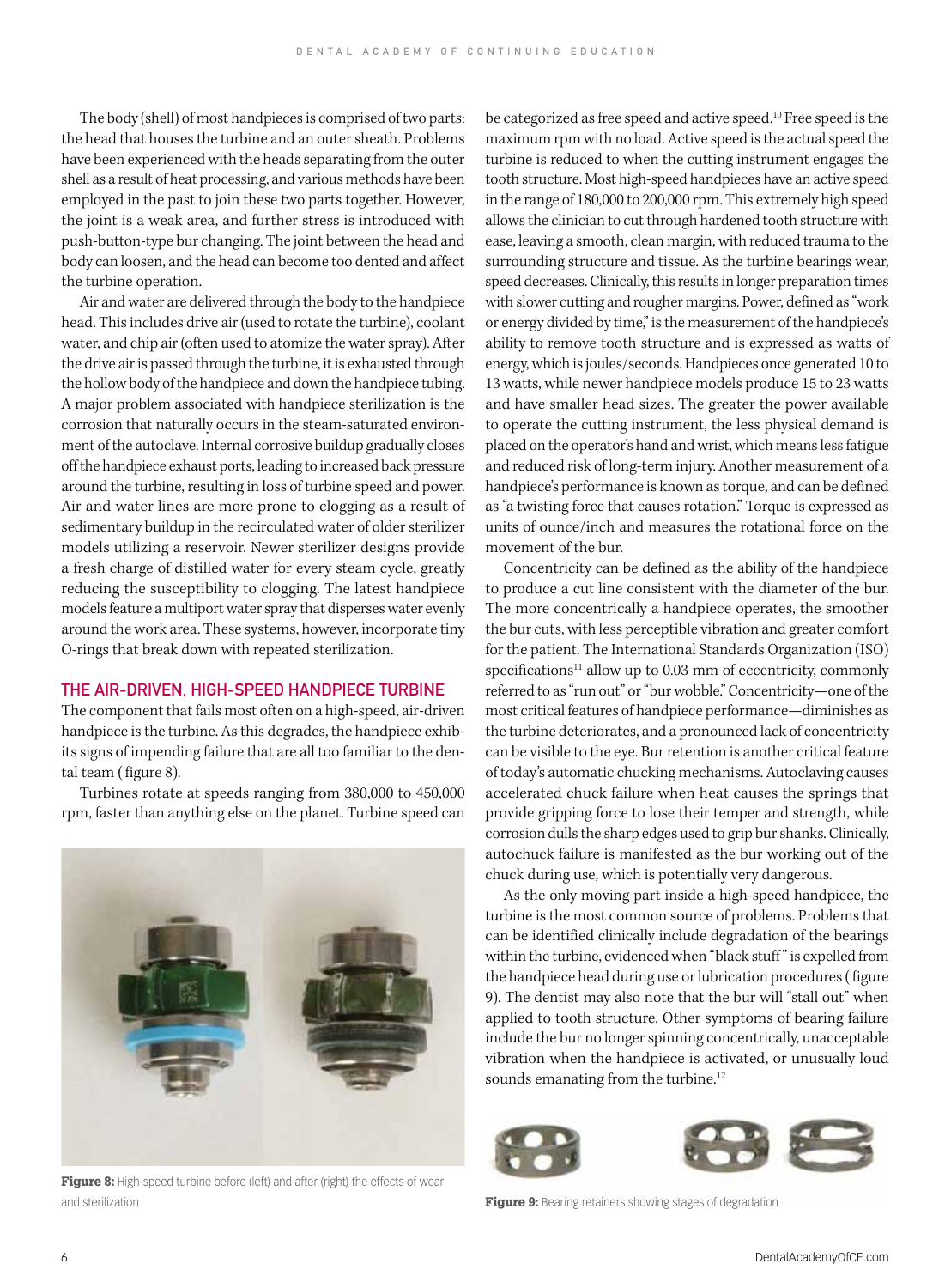The body (shell) of most handpieces is comprised of two parts: the head that houses the turbine and an outer sheath. Problems have been experienced with the heads separating from the outer shell as a result of heat processing, and various methods have been employed in the past to join these two parts together. However, the joint is a weak area, and further stress is introduced with push-button-type bur changing. The joint between the head and body can loosen, and the head can become too dented and affect the turbine operation.

Air and water are delivered through the body to the handpiece head. This includes drive air (used to rotate the turbine), coolant water, and chip air (often used to atomize the water spray). After the drive air is passed through the turbine, it is exhausted through the hollow body of the handpiece and down the handpiece tubing. A major problem associated with handpiece sterilization is the corrosion that naturally occurs in the steam-saturated environment of the autoclave. Internal corrosive buildup gradually closes off the handpiece exhaust ports, leading to increased back pressure around the turbine, resulting in loss of turbine speed and power. Air and water lines are more prone to clogging as a result of sedimentary buildup in the recirculated water of older sterilizer models utilizing a reservoir. Newer sterilizer designs provide a fresh charge of distilled water for every steam cycle, greatly reducing the susceptibility to clogging. The latest handpiece models feature a multiport water spray that disperses water evenly around the work area. These systems, however, incorporate tiny O-rings that break down with repeated sterilization.

## THE AIR-DRIVEN, HIGH-SPEED HANDPIECE TURBINE

The component that fails most often on a high-speed, air-driven handpiece is the turbine. As this degrades, the handpiece exhibits signs of impending failure that are all too familiar to the dental team (figure 8).

Turbines rotate at speeds ranging from 380,000 to 450,000 rpm, faster than anything else on the planet. Turbine speed can be categorized as free speed and active speed.[10] Free speed is the maximum rpm with no load. Active speed is the actual speed the turbine is reduced to when the cutting instrument engages the tooth structure. Most high-speed handpieces have an active speed in the range of 180,000 to 200,000 rpm. This extremely high speed allows the clinician to cut through hardened tooth structure with ease, leaving a smooth, clean margin, with reduced trauma to the surrounding structure and tissue. As the turbine bearings wear, speed decreases. Clinically, this results in longer preparation times with slower cutting and rougher margins. Power, defined as "work or energy divided by time," is the measurement of the handpiece's ability to remove tooth structure and is expressed as watts of energy, which is joules/seconds. Handpieces once generated 10 to 13 watts, while newer handpiece models produce 15 to 23 watts and have smaller head sizes. The greater the power available to operate the cutting instrument, the less physical demand is placed on the operator's hand and wrist, which means less fatigue and reduced risk of long-term injury. Another measurement of a handpiece's performance is known as torque, and can be defined as "a twisting force that causes rotation." Torque is expressed as units of ounce/inch and measures the rotational force on the movement of the bur.

Concentricity can be defined as the ability of the handpiece to produce a cut line consistent with the diameter of the bur. The more concentrically a handpiece operates, the smoother the bur cuts, with less perceptible vibration and greater comfort for the patient. The International Standards Organization (ISO) specifications[11] allow up to 0.03 mm of eccentricity, commonly referred to as "run out" or "bur wobble." Concentricity—one of the most critical features of handpiece performance—diminishes as the turbine deteriorates, and a pronounced lack of concentricity can be visible to the eye. Bur retention is another critical feature of today's automatic chucking mechanisms. Autoclaving causes accelerated chuck failure when heat causes the springs that provide gripping force to lose their temper and strength, while corrosion dulls the sharp edges used to grip bur shanks. Clinically, autochuck failure is manifested as the bur working out of the chuck during use, which is potentially very dangerous.

As the only moving part inside a high-speed handpiece, the turbine is the most common source of problems. Problems that can be identified clinically include degradation of the bearings within the turbine, evidenced when "black stuff" is expelled from the handpiece head during use or lubrication procedures (figure 9). The dentist may also note that the bur will "stall out" when applied to tooth structure. Other symptoms of bearing failure include the bur no longer spinning concentrically, unacceptable vibration when the handpiece is activated, or unusually loud sounds emanating from the turbine.[12]

**Figure 8:** High-speed turbine before (left) and after (right) the effects of wear and sterilization

**Figure 9:** Bearing retainers showing stages of degradation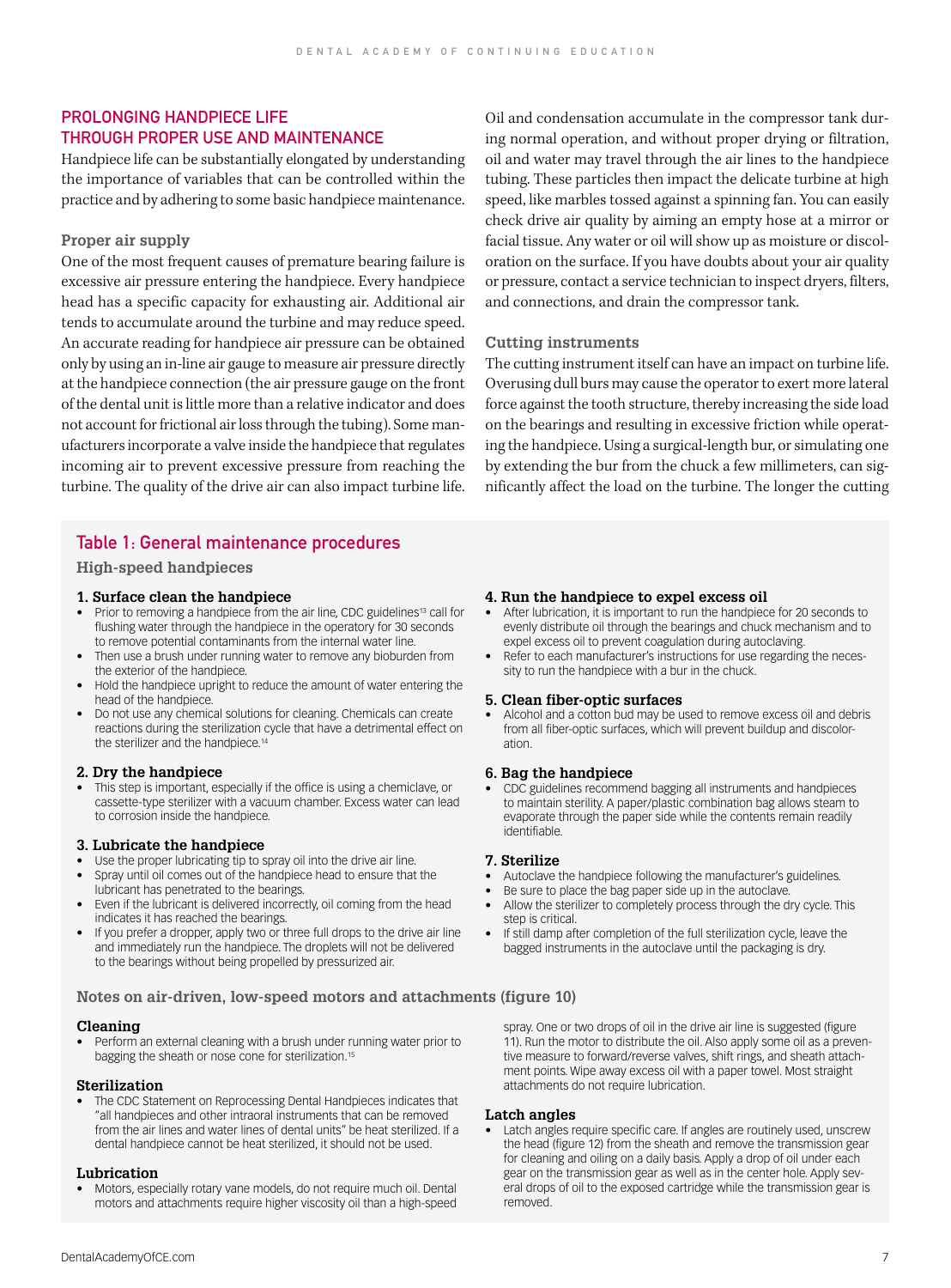## PROLONGING HANDPIECE LIFE THROUGH PROPER USE AND MAINTENANCE

Handpiece life can be substantially elongated by understanding the importance of variables that can be controlled within the practice and by adhering to some basic handpiece maintenance.

### Proper air supply

One of the most frequent causes of premature bearing failure is excessive air pressure entering the handpiece. Every handpiece head has a specific capacity for exhausting air. Additional air tends to accumulate around the turbine and may reduce speed. An accurate reading for handpiece air pressure can be obtained only by using an in-line air gauge to measure air pressure directly at the handpiece connection (the air pressure gauge on the front of the dental unit is little more than a relative indicator and does not account for frictional air loss through the tubing). Some manufacturers incorporate a valve inside the handpiece that regulates incoming air to prevent excessive pressure from reaching the turbine. The quality of the drive air can also impact turbine life. Oil and condensation accumulate in the compressor tank during normal operation, and without proper drying or filtration, oil and water may travel through the air lines to the handpiece tubing. These particles then impact the delicate turbine at high speed, like marbles tossed against a spinning fan. You can easily check drive air quality by aiming an empty hose at a mirror or facial tissue. Any water or oil will show up as moisture or discoloration on the surface. If you have doubts about your air quality or pressure, contact a service technician to inspect dryers, filters, and connections, and drain the compressor tank.

### Cutting instruments

The cutting instrument itself can have an impact on turbine life. Overusing dull burs may cause the operator to exert more lateral force against the tooth structure, thereby increasing the side load on the bearings and resulting in excessive friction while operating the handpiece. Using a surgical-length bur, or simulating one by extending the bur from the chuck a few millimeters, can significantly affect the load on the turbine. The longer the cutting

## Table 1: General maintenance procedures

### High-speed handpieces

**1. Surface clean the handpiece**

- Prior to removing a handpiece from the air line, CDC guidelines[13] call for flushing water through the handpiece in the operatory for 30 seconds to remove potential contaminants from the internal water line.
- Then use a brush under running water to remove any bioburden from the exterior of the handpiece.
- Hold the handpiece upright to reduce the amount of water entering the head of the handpiece.
- Do not use any chemical solutions for cleaning. Chemicals can create reactions during the sterilization cycle that have a detrimental effect on the sterilizer and the handpiece.[14]

**2. Dry the handpiece**

- This step is important, especially if the office is using a chemiclave, or cassette-type sterilizer with a vacuum chamber. Excess water can lead to corrosion inside the handpiece.

**3. Lubricate the handpiece**

- Use the proper lubricating tip to spray oil into the drive air line.
- Spray until oil comes out of the handpiece head to ensure that the lubricant has penetrated to the bearings.
- Even if the lubricant is delivered incorrectly, oil coming from the head indicates it has reached the bearings.
- If you prefer a dropper, apply two or three full drops to the drive air line and immediately run the handpiece. The droplets will not be delivered to the bearings without being propelled by pressurized air.

**4. Run the handpiece to expel excess oil**

- After lubrication, it is important to run the handpiece for 20 seconds to evenly distribute oil through the bearings and chuck mechanism and to expel excess oil to prevent coagulation during autoclaving.
- Refer to each manufacturer's instructions for use regarding the necessity to run the handpiece with a bur in the chuck.

**5. Clean fiber-optic surfaces**

- Alcohol and a cotton bud may be used to remove excess oil and debris from all fiber-optic surfaces, which will prevent buildup and discoloration.

**6. Bag the handpiece**

- CDC guidelines recommend bagging all instruments and handpieces to maintain sterility. A paper/plastic combination bag allows steam to evaporate through the paper side while the contents remain readily identifiable.

**7. Sterilize**

- Autoclave the handpiece following the manufacturer's guidelines.
- Be sure to place the bag paper side up in the autoclave.
- Allow the sterilizer to completely process through the dry cycle. This step is critical.
- If still damp after completion of the full sterilization cycle, leave the bagged instruments in the autoclave until the packaging is dry.

### Notes on air-driven, low-speed motors and attachments (figure 10)

**Cleaning**

- Perform an external cleaning with a brush under running water prior to bagging the sheath or nose cone for sterilization.[15]

**Sterilization**

- The CDC Statement on Reprocessing Dental Handpieces indicates that "all handpieces and other intraoral instruments that can be removed from the air lines and water lines of dental units" be heat sterilized. If a dental handpiece cannot be heat sterilized, it should not be used.

**Lubrication**

- Motors, especially rotary vane models, do not require much oil. Dental motors and attachments require higher viscosity oil than a high-speed spray. One or two drops of oil in the drive air line is suggested (figure 11). Run the motor to distribute the oil. Also apply some oil as a preventive measure to forward/reverse valves, shift rings, and sheath attachment points. Wipe away excess oil with a paper towel. Most straight attachments do not require lubrication.

**Latch angles**

- Latch angles require specific care. If angles are routinely used, unscrew the head (figure 12) from the sheath and remove the transmission gear for cleaning and oiling on a daily basis. Apply a drop of oil under each gear on the transmission gear as well as in the center hole. Apply several drops of oil to the exposed cartridge while the transmission gear is removed.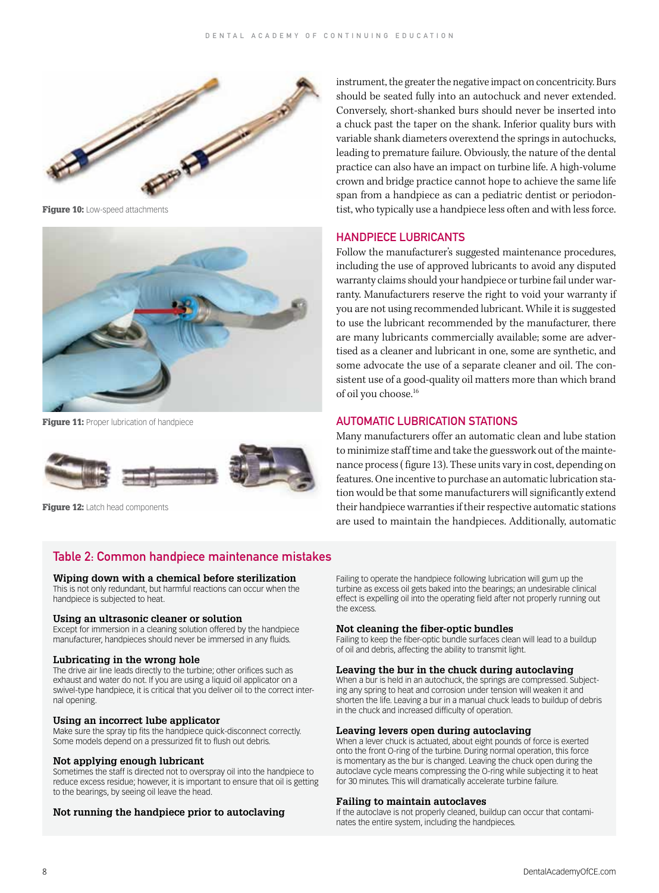Figure 10: Low-speed attachments

Figure 11: Proper lubrication of handpiece

Figure 12: Latch head components

instrument, the greater the negative impact on concentricity. Burs should be seated fully into an autochuck and never extended. Conversely, short-shanked burs should never be inserted into a chuck past the taper on the shank. Inferior quality burs with variable shank diameters overextend the springs in autochucks, leading to premature failure. Obviously, the nature of the dental practice can also have an impact on turbine life. A high-volume crown and bridge practice cannot hope to achieve the same life span from a handpiece as can a pediatric dentist or periodontist, who typically use a handpiece less often and with less force.

## HANDPIECE LUBRICANTS

Follow the manufacturer's suggested maintenance procedures, including the use of approved lubricants to avoid any disputed warranty claims should your handpiece or turbine fail under warranty. Manufacturers reserve the right to void your warranty if you are not using recommended lubricant. While it is suggested to use the lubricant recommended by the manufacturer, there are many lubricants commercially available; some are advertised as a cleaner and lubricant in one, some are synthetic, and some advocate the use of a separate cleaner and oil. The consistent use of a good-quality oil matters more than which brand of oil you choose.[16]

## AUTOMATIC LUBRICATION STATIONS

Many manufacturers offer an automatic clean and lube station to minimize staff time and take the guesswork out of the maintenance process (figure 13). These units vary in cost, depending on features. One incentive to purchase an automatic lubrication station would be that some manufacturers will significantly extend their handpiece warranties if their respective automatic stations are used to maintain the handpieces. Additionally, automatic

## Table 2: Common handpiece maintenance mistakes

**Wiping down with a chemical before sterilization**
This is not only redundant, but harmful reactions can occur when the handpiece is subjected to heat.

**Using an ultrasonic cleaner or solution**
Except for immersion in a cleaning solution offered by the handpiece manufacturer, handpieces should never be immersed in any fluids.

**Lubricating in the wrong hole**
The drive air line leads directly to the turbine; other orifices such as exhaust and water do not. If you are using a liquid oil applicator on a swivel-type handpiece, it is critical that you deliver oil to the correct internal opening.

**Using an incorrect lube applicator**
Make sure the spray tip fits the handpiece quick-disconnect correctly. Some models depend on a pressurized fit to flush out debris.

**Not applying enough lubricant**
Sometimes the staff is directed not to overspray oil into the handpiece to reduce excess residue; however, it is important to ensure that oil is getting to the bearings, by seeing oil leave the head.

**Not running the handpiece prior to autoclaving**
Failing to operate the handpiece following lubrication will gum up the turbine as excess oil gets baked into the bearings; an undesirable clinical effect is expelling oil into the operating field after not properly running out the excess.

**Not cleaning the fiber-optic bundles**
Failing to keep the fiber-optic bundle surfaces clean will lead to a buildup of oil and debris, affecting the ability to transmit light.

**Leaving the bur in the chuck during autoclaving**
When a bur is held in an autochuck, the springs are compressed. Subjecting any spring to heat and corrosion under tension will weaken it and shorten the life. Leaving a bur in a manual chuck leads to buildup of debris in the chuck and increased difficulty of operation.

**Leaving levers open during autoclaving**
When a lever chuck is actuated, about eight pounds of force is exerted onto the front O-ring of the turbine. During normal operation, this force is momentary as the bur is changed. Leaving the chuck open during the autoclave cycle means compressing the O-ring while subjecting it to heat for 30 minutes. This will dramatically accelerate turbine failure.

**Failing to maintain autoclaves**
If the autoclave is not properly cleaned, buildup can occur that contaminates the entire system, including the handpieces.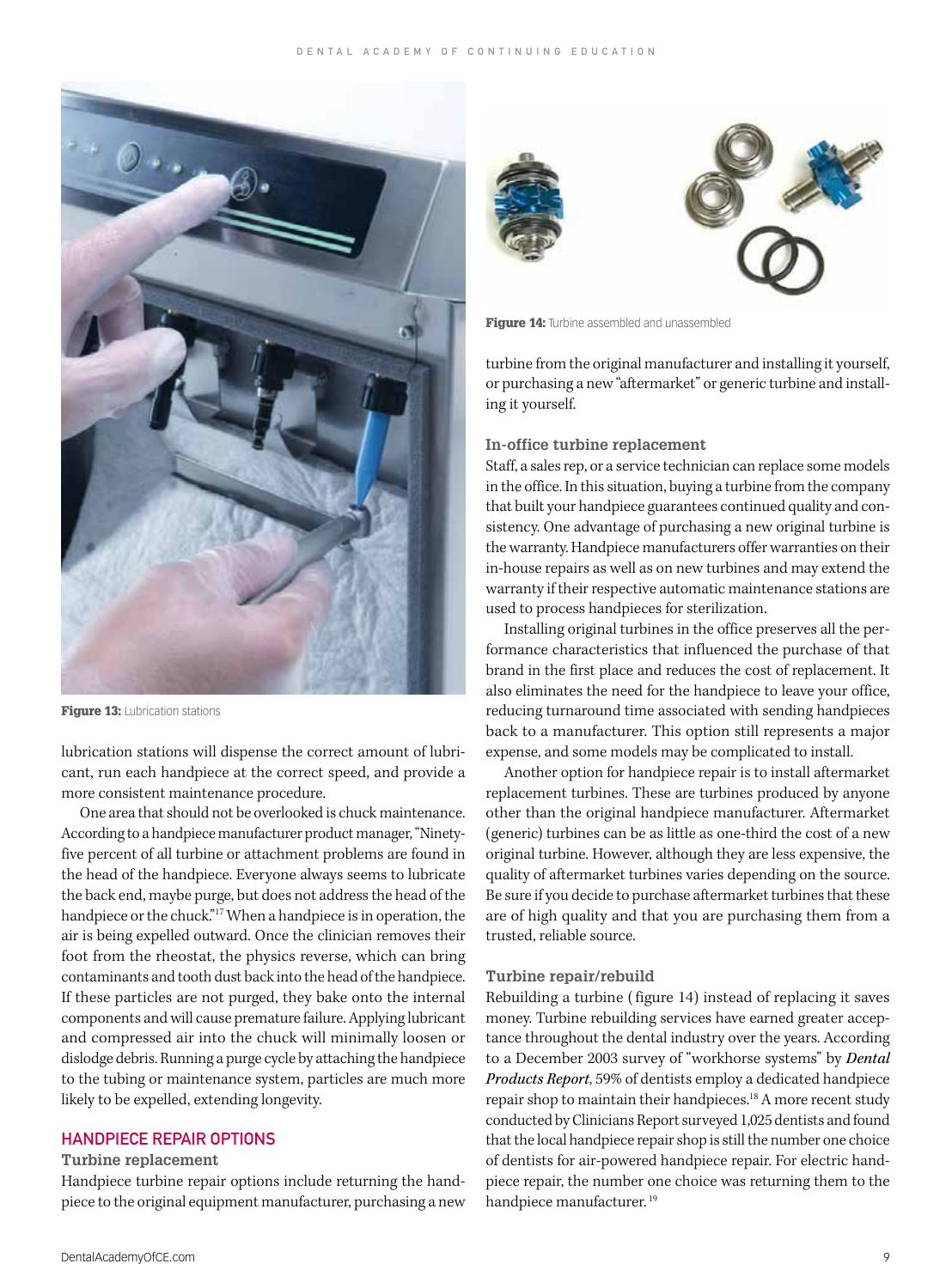**Figure 13:** Lubrication stations

lubrication stations will dispense the correct amount of lubricant, run each handpiece at the correct speed, and provide a more consistent maintenance procedure.

One area that should not be overlooked is chuck maintenance. According to a handpiece manufacturer product manager, "Ninety-five percent of all turbine or attachment problems are found in the head of the handpiece. Everyone always seems to lubricate the back end, maybe purge, but does not address the head of the handpiece or the chuck."[17] When a handpiece is in operation, the air is being expelled outward. Once the clinician removes their foot from the rheostat, the physics reverse, which can bring contaminants and tooth dust back into the head of the handpiece. If these particles are not purged, they bake onto the internal components and will cause premature failure. Applying lubricant and compressed air into the chuck will minimally loosen or dislodge debris. Running a purge cycle by attaching the handpiece to the tubing or maintenance system, particles are much more likely to be expelled, extending longevity.

## HANDPIECE REPAIR OPTIONS

### Turbine replacement

Handpiece turbine repair options include returning the handpiece to the original equipment manufacturer, purchasing a new turbine from the original manufacturer and installing it yourself, or purchasing a new "aftermarket" or generic turbine and installing it yourself.

**Figure 14:** Turbine assembled and unassembled

### In-office turbine replacement

Staff, a sales rep, or a service technician can replace some models in the office. In this situation, buying a turbine from the company that built your handpiece guarantees continued quality and consistency. One advantage of purchasing a new original turbine is the warranty. Handpiece manufacturers offer warranties on their in-house repairs as well as on new turbines and may extend the warranty if their respective automatic maintenance stations are used to process handpieces for sterilization.

Installing original turbines in the office preserves all the performance characteristics that influenced the purchase of that brand in the first place and reduces the cost of replacement. It also eliminates the need for the handpiece to leave your office, reducing turnaround time associated with sending handpieces back to a manufacturer. This option still represents a major expense, and some models may be complicated to install.

Another option for handpiece repair is to install aftermarket replacement turbines. These are turbines produced by anyone other than the original handpiece manufacturer. Aftermarket (generic) turbines can be as little as one-third the cost of a new original turbine. However, although they are less expensive, the quality of aftermarket turbines varies depending on the source. Be sure if you decide to purchase aftermarket turbines that these are of high quality and that you are purchasing them from a trusted, reliable source.

### Turbine repair/rebuild

Rebuilding a turbine (figure 14) instead of replacing it saves money. Turbine rebuilding services have earned greater acceptance throughout the dental industry over the years. According to a December 2003 survey of "workhorse systems" by ***Dental Products Report***, 59% of dentists employ a dedicated handpiece repair shop to maintain their handpieces.[18] A more recent study conducted by Clinicians Report surveyed 1,025 dentists and found that the local handpiece repair shop is still the number one choice of dentists for air-powered handpiece repair. For electric handpiece repair, the number one choice was returning them to the handpiece manufacturer.[19]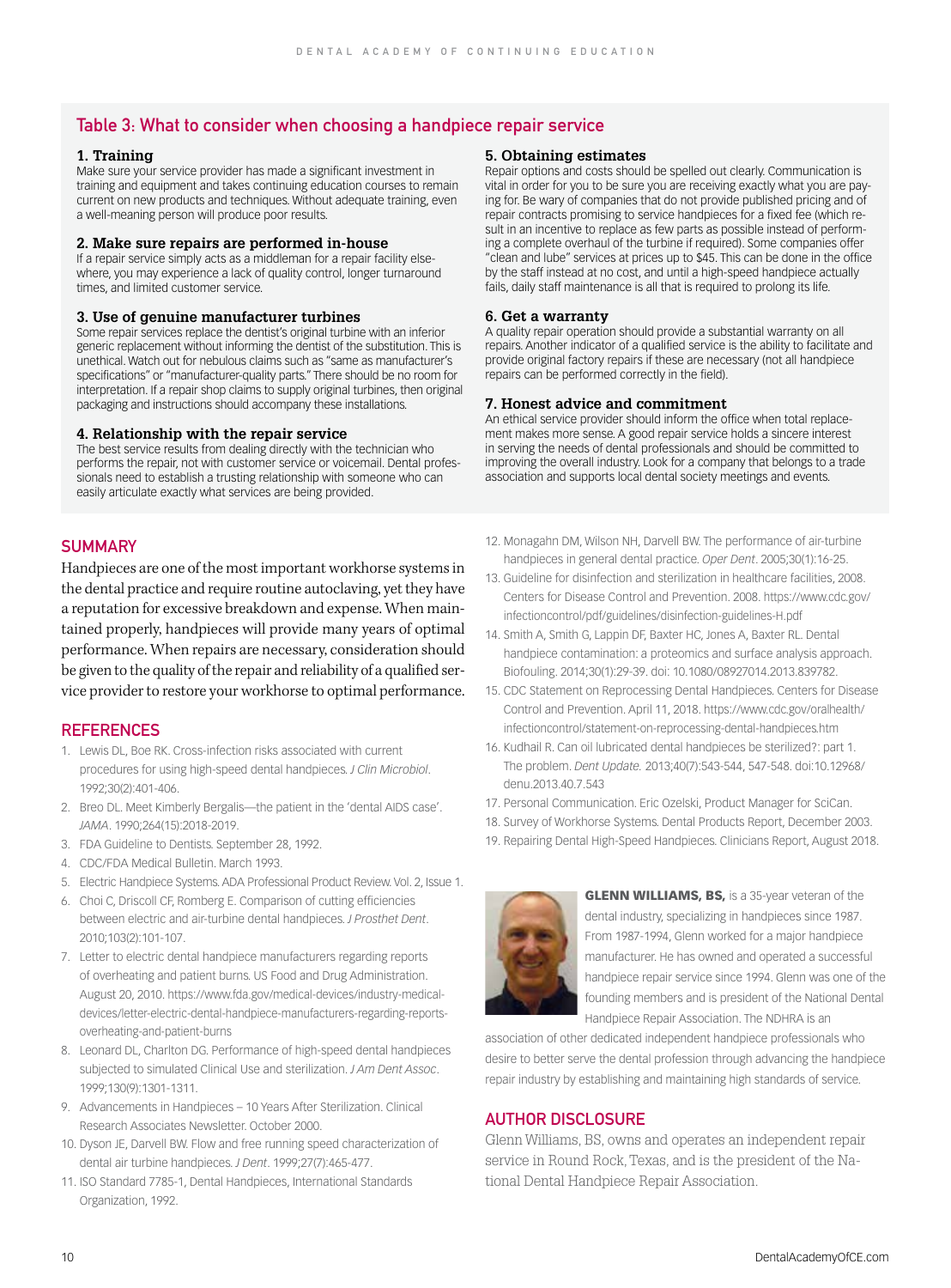## Table 3: What to consider when choosing a handpiece repair service

**1. Training**
Make sure your service provider has made a significant investment in training and equipment and takes continuing education courses to remain current on new products and techniques. Without adequate training, even a well-meaning person will produce poor results.

**2. Make sure repairs are performed in-house**
If a repair service simply acts as a middleman for a repair facility elsewhere, you may experience a lack of quality control, longer turnaround times, and limited customer service.

**3. Use of genuine manufacturer turbines**
Some repair services replace the dentist's original turbine with an inferior generic replacement without informing the dentist of the substitution. This is unethical. Watch out for nebulous claims such as "same as manufacturer's specifications" or "manufacturer-quality parts." There should be no room for interpretation. If a repair shop claims to supply original turbines, then original packaging and instructions should accompany these installations.

**4. Relationship with the repair service**
The best service results from dealing directly with the technician who performs the repair, not with customer service or voicemail. Dental professionals need to establish a trusting relationship with someone who can easily articulate exactly what services are being provided.

**5. Obtaining estimates**
Repair options and costs should be spelled out clearly. Communication is vital in order for you to be sure you are receiving exactly what you are paying for. Be wary of companies that do not provide published pricing and of repair contracts promising to service handpieces for a fixed fee (which result in an incentive to replace as few parts as possible instead of performing a complete overhaul of the turbine if required). Some companies offer "clean and lube" services at prices up to $45. This can be done in the office by the staff instead at no cost, and until a high-speed handpiece actually fails, daily staff maintenance is all that is required to prolong its life.

**6. Get a warranty**
A quality repair operation should provide a substantial warranty on all repairs. Another indicator of a qualified service is the ability to facilitate and provide original factory repairs if these are necessary (not all handpiece repairs can be performed correctly in the field).

**7. Honest advice and commitment**
An ethical service provider should inform the office when total replacement makes more sense. A good repair service holds a sincere interest in serving the needs of dental professionals and should be committed to improving the overall industry. Look for a company that belongs to a trade association and supports local dental society meetings and events.

## SUMMARY

Handpieces are one of the most important workhorse systems in the dental practice and require routine autoclaving, yet they have a reputation for excessive breakdown and expense. When maintained properly, handpieces will provide many years of optimal performance. When repairs are necessary, consideration should be given to the quality of the repair and reliability of a qualified service provider to restore your workhorse to optimal performance.

## REFERENCES

1. Lewis DL, Boe RK. Cross-infection risks associated with current procedures for using high-speed dental handpieces. *J Clin Microbiol*. 1992;30(2):401-406.
2. Breo DL. Meet Kimberly Bergalis—the patient in the 'dental AIDS case'. *JAMA*. 1990;264(15):2018-2019.
3. FDA Guideline to Dentists. September 28, 1992.
4. CDC/FDA Medical Bulletin. March 1993.
5. Electric Handpiece Systems. ADA Professional Product Review. Vol. 2, Issue 1.
6. Choi C, Driscoll CF, Romberg E. Comparison of cutting efficiencies between electric and air-turbine dental handpieces. *J Prosthet Dent*. 2010;103(2):101-107.
7. Letter to electric dental handpiece manufacturers regarding reports of overheating and patient burns. US Food and Drug Administration. August 20, 2010. https://www.fda.gov/medical-devices/industry-medical-devices/letter-electric-dental-handpiece-manufacturers-regarding-reports-overheating-and-patient-burns
8. Leonard DL, Charlton DG. Performance of high-speed dental handpieces subjected to simulated Clinical Use and sterilization. *J Am Dent Assoc*. 1999;130(9):1301-1311.
9. Advancements in Handpieces – 10 Years After Sterilization. Clinical Research Associates Newsletter. October 2000.
10. Dyson JE, Darvell BW. Flow and free running speed characterization of dental air turbine handpieces. *J Dent*. 1999;27(7):465-477.
11. ISO Standard 7785-1, Dental Handpieces, International Standards Organization, 1992.
12. Monagahn DM, Wilson NH, Darvell BW. The performance of air-turbine handpieces in general dental practice. *Oper Dent*. 2005;30(1):16-25.
13. Guideline for disinfection and sterilization in healthcare facilities, 2008. Centers for Disease Control and Prevention. 2008. https://www.cdc.gov/infectioncontrol/pdf/guidelines/disinfection-guidelines-H.pdf
14. Smith A, Smith G, Lappin DF, Baxter HC, Jones A, Baxter RL. Dental handpiece contamination: a proteomics and surface analysis approach. Biofouling. 2014;30(1):29-39. doi: 10.1080/08927014.2013.839782.
15. CDC Statement on Reprocessing Dental Handpieces. Centers for Disease Control and Prevention. April 11, 2018. https://www.cdc.gov/oralhealth/infectioncontrol/statement-on-reprocessing-dental-handpieces.htm
16. Kudhail R. Can oil lubricated dental handpieces be sterilized?: part 1. The problem. *Dent Update.* 2013;40(7):543-544, 547-548. doi:10.12968/denu.2013.40.7.543
17. Personal Communication. Eric Ozelski, Product Manager for SciCan.
18. Survey of Workhorse Systems. Dental Products Report, December 2003.
19. Repairing Dental High-Speed Handpieces. Clinicians Report, August 2018.

**GLENN WILLIAMS, BS,** is a 35-year veteran of the dental industry, specializing in handpieces since 1987. From 1987-1994, Glenn worked for a major handpiece manufacturer. He has owned and operated a successful handpiece repair service since 1994. Glenn was one of the founding members and is president of the National Dental Handpiece Repair Association. The NDHRA is an association of other dedicated independent handpiece professionals who desire to better serve the dental profession through advancing the handpiece repair industry by establishing and maintaining high standards of service.

## AUTHOR DISCLOSURE

Glenn Williams, BS, owns and operates an independent repair service in Round Rock, Texas, and is the president of the National Dental Handpiece Repair Association.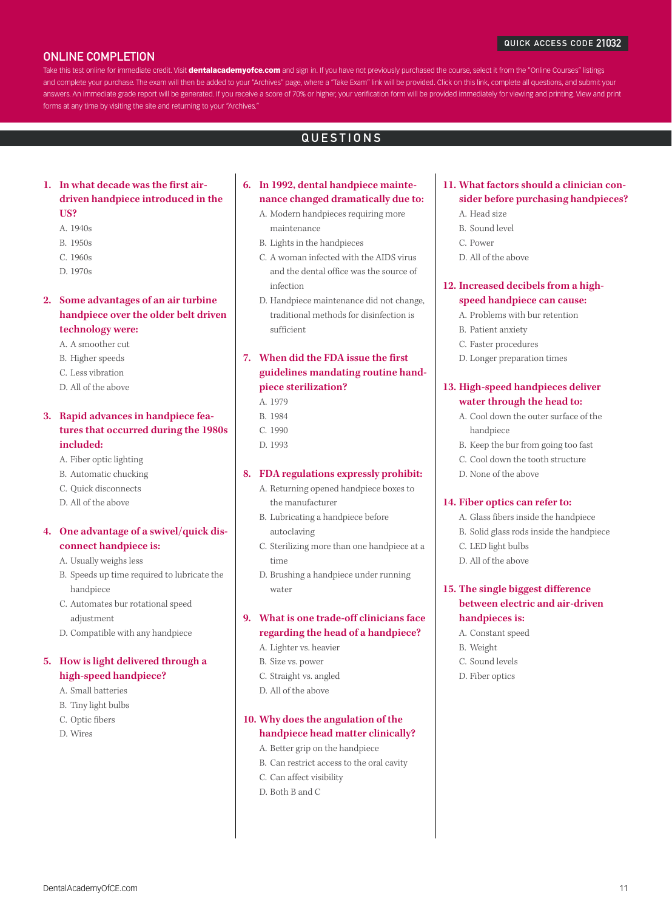QUICK ACCESS CODE 21032

## ONLINE COMPLETION

Take this test online for immediate credit. Visit **dentalacademyofce.com** and sign in. If you have not previously purchased the course, select it from the "Online Courses" listings and complete your purchase. The exam will then be added to your "Archives" page, where a "Take Exam" link will be provided. Click on this link, complete all questions, and submit your answers. An immediate grade report will be generated. If you receive a score of 70% or higher, your verification form will be provided immediately for viewing and printing. View and print forms at any time by visiting the site and returning to your "Archives."

## QUESTIONS

**1. In what decade was the first air-driven handpiece introduced in the US?**

A. 1940s
B. 1950s
C. 1960s
D. 1970s

**2. Some advantages of an air turbine handpiece over the older belt driven technology were:**

A. A smoother cut
B. Higher speeds
C. Less vibration
D. All of the above

**3. Rapid advances in handpiece features that occurred during the 1980s included:**

A. Fiber optic lighting
B. Automatic chucking
C. Quick disconnects
D. All of the above

**4. One advantage of a swivel/quick disconnect handpiece is:**

A. Usually weighs less
B. Speeds up time required to lubricate the handpiece
C. Automates bur rotational speed adjustment
D. Compatible with any handpiece

**5. How is light delivered through a high-speed handpiece?**

A. Small batteries
B. Tiny light bulbs
C. Optic fibers
D. Wires

**6. In 1992, dental handpiece maintenance changed dramatically due to:**

A. Modern handpieces requiring more maintenance
B. Lights in the handpieces
C. A woman infected with the AIDS virus and the dental office was the source of infection
D. Handpiece maintenance did not change, traditional methods for disinfection is sufficient

**7. When did the FDA issue the first guidelines mandating routine handpiece sterilization?**

A. 1979
B. 1984
C. 1990
D. 1993

**8. FDA regulations expressly prohibit:**

A. Returning opened handpiece boxes to the manufacturer
B. Lubricating a handpiece before autoclaving
C. Sterilizing more than one handpiece at a time
D. Brushing a handpiece under running water

**9. What is one trade-off clinicians face regarding the head of a handpiece?**

A. Lighter vs. heavier
B. Size vs. power
C. Straight vs. angled
D. All of the above

**10. Why does the angulation of the handpiece head matter clinically?**

A. Better grip on the handpiece
B. Can restrict access to the oral cavity
C. Can affect visibility
D. Both B and C

**11. What factors should a clinician consider before purchasing handpieces?**

A. Head size
B. Sound level
C. Power
D. All of the above

**12. Increased decibels from a high-speed handpiece can cause:**

A. Problems with bur retention
B. Patient anxiety
C. Faster procedures
D. Longer preparation times

**13. High-speed handpieces deliver water through the head to:**

A. Cool down the outer surface of the handpiece
B. Keep the bur from going too fast
C. Cool down the tooth structure
D. None of the above

**14. Fiber optics can refer to:**

A. Glass fibers inside the handpiece
B. Solid glass rods inside the handpiece
C. LED light bulbs
D. All of the above

**15. The single biggest difference between electric and air-driven handpieces is:**

A. Constant speed
B. Weight
C. Sound levels
D. Fiber optics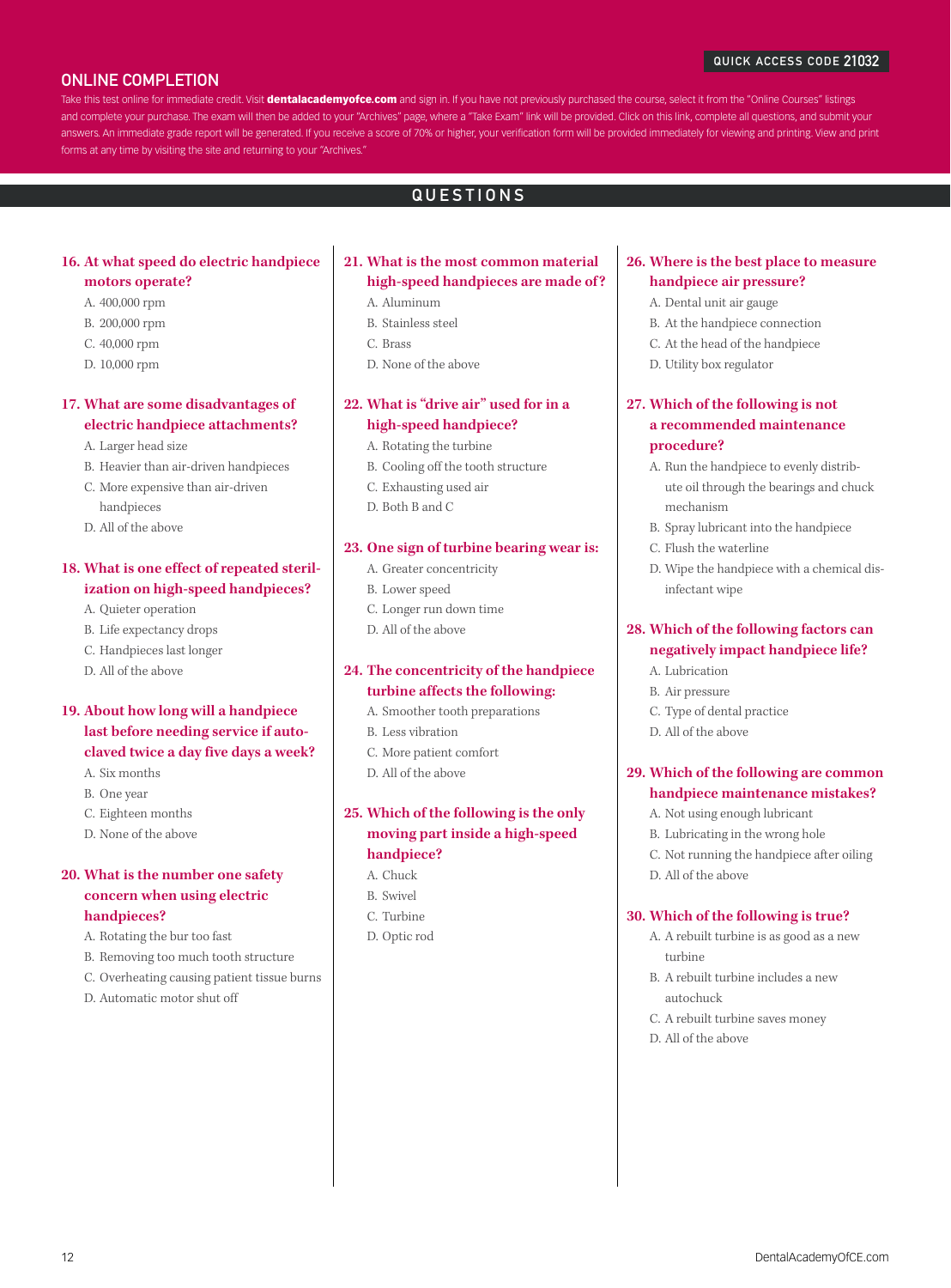QUICK ACCESS CODE 21032

## ONLINE COMPLETION

Take this test online for immediate credit. Visit **dentalacademyofce.com** and sign in. If you have not previously purchased the course, select it from the "Online Courses" listings and complete your purchase. The exam will then be added to your "Archives" page, where a "Take Exam" link will be provided. Click on this link, complete all questions, and submit your answers. An immediate grade report will be generated. If you receive a score of 70% or higher, your verification form will be provided immediately for viewing and printing. View and print forms at any time by visiting the site and returning to your "Archives."

## QUESTIONS

**16. At what speed do electric handpiece motors operate?**

A. 400,000 rpm
B. 200,000 rpm
C. 40,000 rpm
D. 10,000 rpm

**17. What are some disadvantages of electric handpiece attachments?**

A. Larger head size
B. Heavier than air-driven handpieces
C. More expensive than air-driven handpieces
D. All of the above

**18. What is one effect of repeated sterilization on high-speed handpieces?**

A. Quieter operation
B. Life expectancy drops
C. Handpieces last longer
D. All of the above

**19. About how long will a handpiece last before needing service if autoclaved twice a day five days a week?**

A. Six months
B. One year
C. Eighteen months
D. None of the above

**20. What is the number one safety concern when using electric handpieces?**

A. Rotating the bur too fast
B. Removing too much tooth structure
C. Overheating causing patient tissue burns
D. Automatic motor shut off

**21. What is the most common material high-speed handpieces are made of?**

A. Aluminum
B. Stainless steel
C. Brass
D. None of the above

**22. What is "drive air" used for in a high-speed handpiece?**

A. Rotating the turbine
B. Cooling off the tooth structure
C. Exhausting used air
D. Both B and C

**23. One sign of turbine bearing wear is:**

A. Greater concentricity
B. Lower speed
C. Longer run down time
D. All of the above

**24. The concentricity of the handpiece turbine affects the following:**

A. Smoother tooth preparations
B. Less vibration
C. More patient comfort
D. All of the above

**25. Which of the following is the only moving part inside a high-speed handpiece?**

A. Chuck
B. Swivel
C. Turbine
D. Optic rod

**26. Where is the best place to measure handpiece air pressure?**

A. Dental unit air gauge
B. At the handpiece connection
C. At the head of the handpiece
D. Utility box regulator

**27. Which of the following is not a recommended maintenance procedure?**

A. Run the handpiece to evenly distribute oil through the bearings and chuck mechanism
B. Spray lubricant into the handpiece
C. Flush the waterline
D. Wipe the handpiece with a chemical disinfectant wipe

**28. Which of the following factors can negatively impact handpiece life?**

A. Lubrication
B. Air pressure
C. Type of dental practice
D. All of the above

**29. Which of the following are common handpiece maintenance mistakes?**

A. Not using enough lubricant
B. Lubricating in the wrong hole
C. Not running the handpiece after oiling
D. All of the above

**30. Which of the following is true?**

A. A rebuilt turbine is as good as a new turbine
B. A rebuilt turbine includes a new autochuck
C. A rebuilt turbine saves money
D. All of the above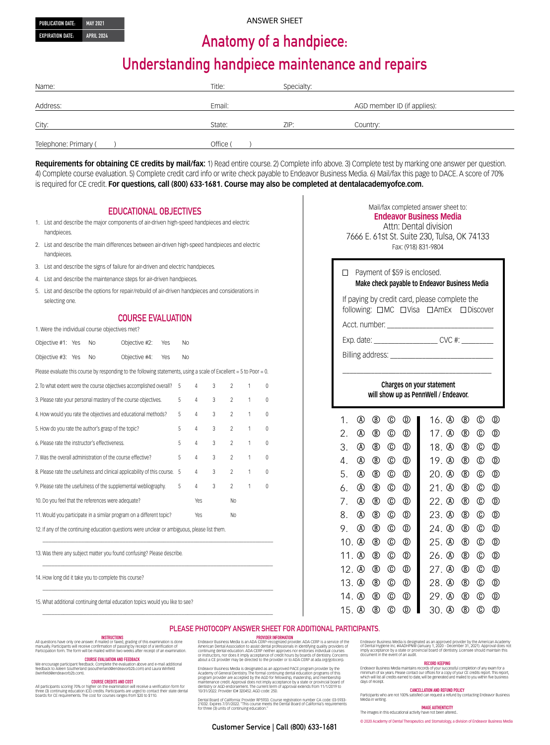| PUBLICATION DATE: | MAY 2021 |
|---|---|
| EXPIRATION DATE: | APRIL 2024 |

ANSWER SHEET

# Anatomy of a handpiece:
# Understanding handpiece maintenance and repairs

Name: Title: Specialty:

Address: Email: AGD member ID (if applies):

City: State: ZIP: Country:

Telephone: Primary ( ) Office ( )

**Requirements for obtaining CE credits by mail/fax:** 1) Read entire course. 2) Complete info above. 3) Complete test by marking one answer per question. 4) Complete course evaluation. 5) Complete credit card info or write check payable to Endeavor Business Media. 6) Mail/fax this page to DACE. A score of 70% is required for CE credit. **For questions, call (800) 633-1681. Course may also be completed at dentalacademyofce.com.**

## EDUCATIONAL OBJECTIVES

1. List and describe the major components of air-driven high-speed handpieces and electric handpieces.
2. List and describe the main differences between air-driven high-speed handpieces and electric handpieces.
3. List and describe the signs of failure for air-driven and electric handpieces.
4. List and describe the maintenance steps for air-driven handpieces.
5. List and describe the options for repair/rebuild of air-driven handpieces and considerations in selecting one.

## COURSE EVALUATION

1. Were the individual course objectives met?

Objective #1: Yes No Objective #2: Yes No

Objective #3: Yes No Objective #4: Yes No

Please evaluate this course by responding to the following statements, using a scale of Excellent = 5 to Poor = 0.

| | | | | | | |
|---|---|---|---|---|---|---|
| 2. To what extent were the course objectives accomplished overall? | 5 | 4 | 3 | 2 | 1 | 0 |
| 3. Please rate your personal mastery of the course objectives. | 5 | 4 | 3 | 2 | 1 | 0 |
| 4. How would you rate the objectives and educational methods? | 5 | 4 | 3 | 2 | 1 | 0 |
| 5. How do you rate the author's grasp of the topic? | 5 | 4 | 3 | 2 | 1 | 0 |
| 6. Please rate the instructor's effectiveness. | 5 | 4 | 3 | 2 | 1 | 0 |
| 7. Was the overall administration of the course effective? | 5 | 4 | 3 | 2 | 1 | 0 |
| 8. Please rate the usefulness and clinical applicability of this course. | 5 | 4 | 3 | 2 | 1 | 0 |
| 9. Please rate the usefulness of the supplemental webliography. | 5 | 4 | 3 | 2 | 1 | 0 |

10. Do you feel that the references were adequate? Yes No

11. Would you participate in a similar program on a different topic? Yes No

12. If any of the continuing education questions were unclear or ambiguous, please list them.

13. Was there any subject matter you found confusing? Please describe.

14. How long did it take you to complete this course?

15. What additional continuing dental education topics would you like to see?

Mail/fax completed answer sheet to:

**Endeavor Business Media**
Attn: Dental division
7666 E. 61st St. Suite 230, Tulsa, OK 74133
Fax: (918) 831-9804

☐ Payment of $59 is enclosed.
**Make check payable to Endeavor Business Media**

If paying by credit card, please complete the following: ☐MC ☐Visa ☐AmEx ☐Discover

Acct. number: ______________________

Exp. date: ______________ CVC #: ________

Billing address: ______________________

**Charges on your statement will show up as PennWell / Endeavor.**

| | | | | | | | | | |
|---|---|---|---|---|---|---|---|---|---|
| 1. | Ⓐ | Ⓑ | Ⓒ | Ⓓ | 16. | Ⓐ | Ⓑ | Ⓒ | Ⓓ |
| 2. | Ⓐ | Ⓑ | Ⓒ | Ⓓ | 17. | Ⓐ | Ⓑ | Ⓒ | Ⓓ |
| 3. | Ⓐ | Ⓑ | Ⓒ | Ⓓ | 18. | Ⓐ | Ⓑ | Ⓒ | Ⓓ |
| 4. | Ⓐ | Ⓑ | Ⓒ | Ⓓ | 19. | Ⓐ | Ⓑ | Ⓒ | Ⓓ |
| 5. | Ⓐ | Ⓑ | Ⓒ | Ⓓ | 20. | Ⓐ | Ⓑ | Ⓒ | Ⓓ |
| 6. | Ⓐ | Ⓑ | Ⓒ | Ⓓ | 21. | Ⓐ | Ⓑ | Ⓒ | Ⓓ |
| 7. | Ⓐ | Ⓑ | Ⓒ | Ⓓ | 22. | Ⓐ | Ⓑ | Ⓒ | Ⓓ |
| 8. | Ⓐ | Ⓑ | Ⓒ | Ⓓ | 23. | Ⓐ | Ⓑ | Ⓒ | Ⓓ |
| 9. | Ⓐ | Ⓑ | Ⓒ | Ⓓ | 24. | Ⓐ | Ⓑ | Ⓒ | Ⓓ |
| 10. | Ⓐ | Ⓑ | Ⓒ | Ⓓ | 25. | Ⓐ | Ⓑ | Ⓒ | Ⓓ |
| 11. | Ⓐ | Ⓑ | Ⓒ | Ⓓ | 26. | Ⓐ | Ⓑ | Ⓒ | Ⓓ |
| 12. | Ⓐ | Ⓑ | Ⓒ | Ⓓ | 27. | Ⓐ | Ⓑ | Ⓒ | Ⓓ |
| 13. | Ⓐ | Ⓑ | Ⓒ | Ⓓ | 28. | Ⓐ | Ⓑ | Ⓒ | Ⓓ |
| 14. | Ⓐ | Ⓑ | Ⓒ | Ⓓ | 29. | Ⓐ | Ⓑ | Ⓒ | Ⓓ |
| 15. | Ⓐ | Ⓑ | Ⓒ | Ⓓ | 30. | Ⓐ | Ⓑ | Ⓒ | Ⓓ |

**PLEASE PHOTOCOPY ANSWER SHEET FOR ADDITIONAL PARTICIPANTS.**

### INSTRUCTIONS
All questions have only one answer. If mailed or faxed, grading of this examination is done manually. Participants will receive confirmation of passing by receipt of a Verification of Participation form. The form will be mailed within two weeks after receipt of an examination.

### COURSE EVALUATION AND FEEDBACK
We encourage participant feedback. Complete the evaluation above and e-mail additional feedback to Aileen Southerland (asoutherland@endeavorb2b.com) and Laura Winfield (lwinfield@endeavorb2b.com).

### COURSE CREDITS AND COST
All participants scoring 70% or higher on the examination will receive a verification form for three (3) continuing education (CE) credits. Participants are urged to contact their state dental boards for CE requirements. The cost for courses ranges from $20 to $110.

### PROVIDER INFORMATION
Endeavor Business Media is an ADA CERP–recognized provider. ADA CERP is a service of the American Dental Association to assist dental professionals in identifying quality providers of continuing dental education. ADA CERP neither approves nor endorses individual courses or instructors, nor does it imply acceptance of credit hours by boards of dentistry. Concerns about a CE provider may be directed to the provider or to ADA CERP at ada.org/gotocerp.

Endeavor Business Media is designated as an approved PACE program provider by the Academy of General Dentistry. The formal continuing dental education programs of this program provider are accepted by the AGD for fellowship, mastership, and membership maintenance credit. Approval does not imply acceptance by a state or provincial board of dentistry or AGD endorsement. The current term of approval extends from 11/1/2019 to 10/31/2022. Provider ID# 320452. AGD code: 250.

Dental Board of California: Provider RP5933. Course registration number CA code: 03-5933-21032. Expires 7/31/2022. "This course meets the Dental Board of California's requirements for three (3) units of continuing education."

Endeavor Business Media is designated as an approved provider by the American Academy of Dental Hygiene Inc. #AADHPNW (January 1, 2020 - December 31, 2021). Approval does not imply acceptance by a state or provincial board of dentistry. Licensee should maintain this document in the event of an audit.

### RECORD KEEPING
Endeavor Business Media maintains records of your successful completion of any exam for a minimum of six years. Please contact our offices for a copy of your CE credits report. This report, which will list all credits earned to date, will be generated and mailed to you within five business days of receipt.

### CANCELLATION AND REFUND POLICY
Participants who are not 100% satisfied can request a refund by contacting Endeavor Business Media in writing.

### IMAGE AUTHENTICITY
The images in this educational activity have not been altered.

© 2020 Academy of Dental Therapeutics and Stomatology, a division of Endeavor Business Media

**Customer Service | Call (800) 633-1681**